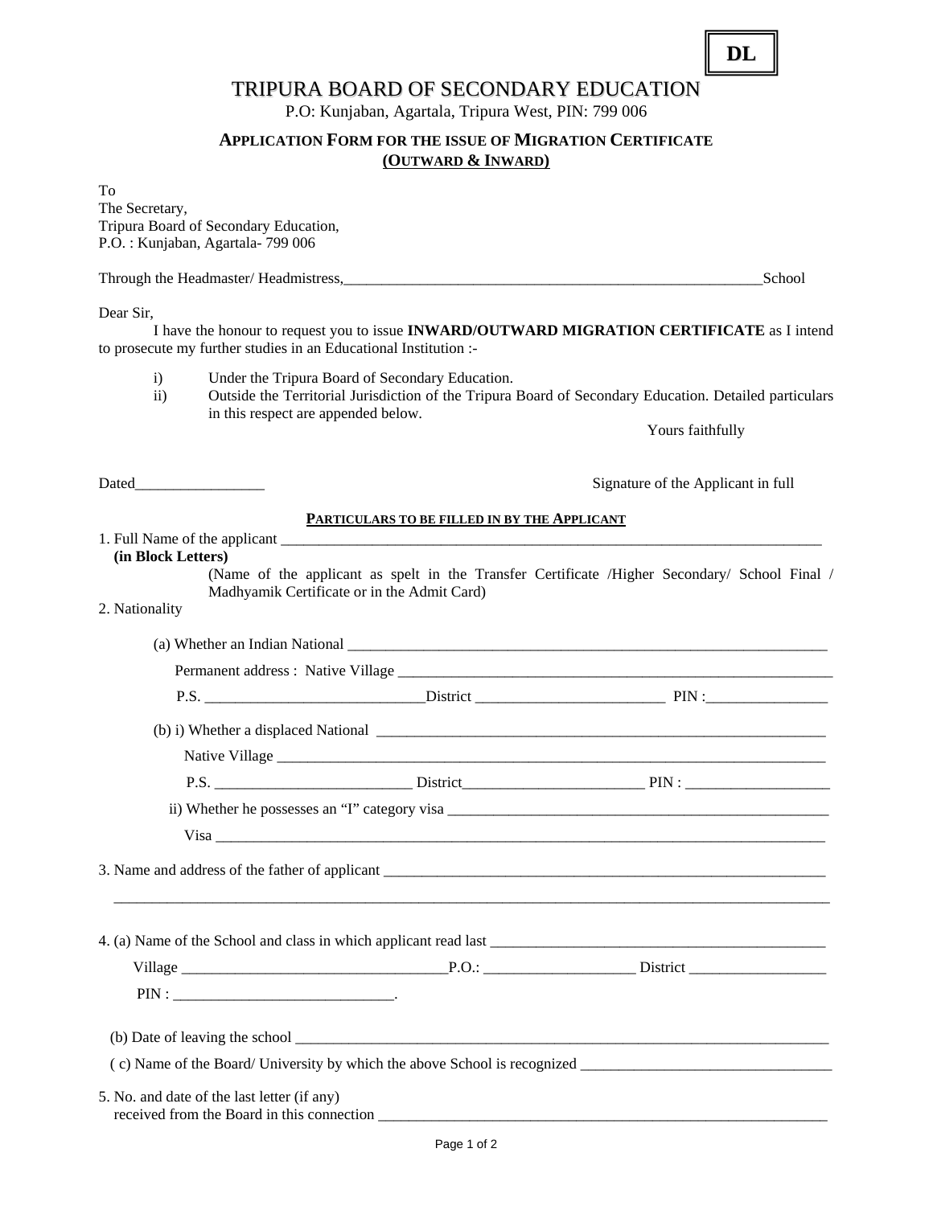**DL**

# TRIPURA BOARD OF SECONDARY EDUCATION

P.O: Kunjaban, Agartala, Tripura West, PIN: 799 006

## APPLICATION FORM FOR THE ISSUE OF MIGRATION CERTIFICATE
**(OUTWARD & INWARD)**

To
The Secretary,
Tripura Board of Secondary Education,
P.O. : Kunjaban, Agartala- 799 006

Through the Headmaster/ Headmistress,________________________________________________________School

Dear Sir,

I have the honour to request you to issue **INWARD/OUTWARD MIGRATION CERTIFICATE** as I intend to prosecute my further studies in an Educational Institution :-

i) Under the Tripura Board of Secondary Education.
ii) Outside the Territorial Jurisdiction of the Tripura Board of Secondary Education. Detailed particulars in this respect are appended below.

Yours faithfully

Dated_________________

Signature of the Applicant in full

**PARTICULARS TO BE FILLED IN BY THE APPLICANT**

1. Full Name of the applicant ___________________________________________________________________________
   **(in Block Letters)**
   (Name of the applicant as spelt in the Transfer Certificate /Higher Secondary/ School Final / Madhyamik Certificate or in the Admit Card)

2. Nationality

   (a) Whether an Indian National _________________________________________________________________

   Permanent address : Native Village _________________________________________________________

   P.S. _____________________________District _________________________ PIN :________________

   (b) i) Whether a displaced National ____________________________________________________________

   Native Village _______________________________________________________________________________

   P.S. _________________________ District________________________ PIN : ___________________

   ii) Whether he possesses an "I" category visa _____________________________________________________

   Visa ______________________________________________________________________________________

3. Name and address of the father of applicant ____________________________________________________________

   ____________________________________________________________________________________________

4. (a) Name of the School and class in which applicant read last _____________________________________________

   Village ___________________________________P.O.: ____________________ District __________________

   PIN : _____________________________.

   (b) Date of leaving the school _____________________________________________________________________________

   ( c) Name of the Board/ University by which the above School is recognized _________________________________

5. No. and date of the last letter (if any)
   received from the Board in this connection _______________________________________________________________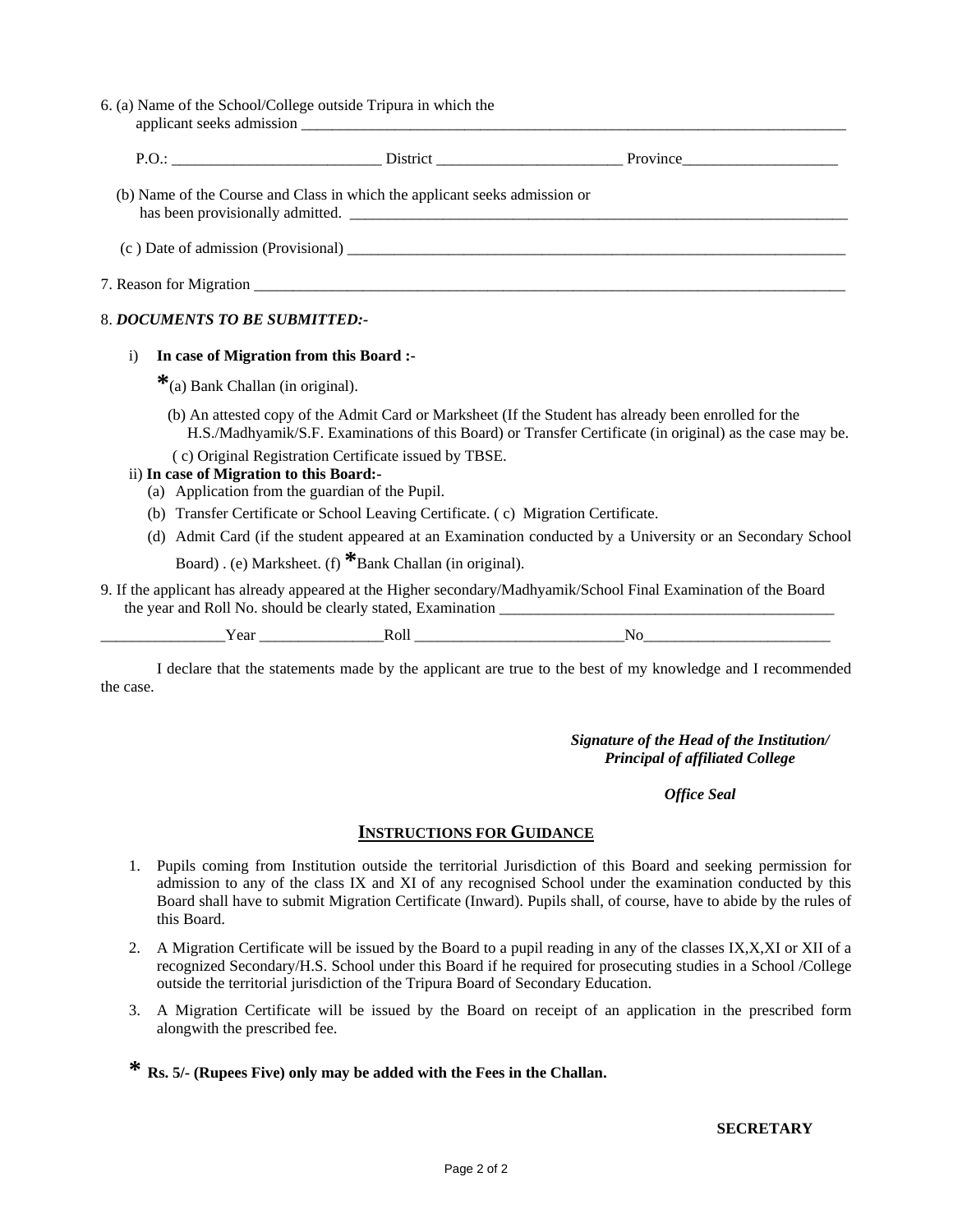6. (a) Name of the School/College outside Tripura in which the applicant seeks admission ____________________________________________________________

P.O.: ___________________________ District ________________________ Province____________________

(b) Name of the Course and Class in which the applicant seeks admission or has been provisionally admitted. ____________________________________________________________

(c ) Date of admission (Provisional) ____________________________________________________________

7. Reason for Migration ____________________________________________________________

8. ***DOCUMENTS TO BE SUBMITTED:-***

i) **In case of Migration from this Board :-**

*(a) Bank Challan (in original).

(b) An attested copy of the Admit Card or Marksheet (If the Student has already been enrolled for the H.S./Madhyamik/S.F. Examinations of this Board) or Transfer Certificate (in original) as the case may be.

( c) Original Registration Certificate issued by TBSE.

ii) **In case of Migration to this Board:-**

(a) Application from the guardian of the Pupil.

(b) Transfer Certificate or School Leaving Certificate. ( c) Migration Certificate.

(d) Admit Card (if the student appeared at an Examination conducted by a University or an Secondary School Board) . (e) Marksheet. (f) *Bank Challan (in original).

9. If the applicant has already appeared at the Higher secondary/Madhyamik/School Final Examination of the Board the year and Roll No. should be clearly stated, Examination ____________________________________________

________________Year ________________Roll ___________________________No________________________

I declare that the statements made by the applicant are true to the best of my knowledge and I recommended the case.

***Signature of the Head of the Institution/ Principal of affiliated College***

***Office Seal***

## INSTRUCTIONS FOR GUIDANCE

1. Pupils coming from Institution outside the territorial Jurisdiction of this Board and seeking permission for admission to any of the class IX and XI of any recognised School under the examination conducted by this Board shall have to submit Migration Certificate (Inward). Pupils shall, of course, have to abide by the rules of this Board.
2. A Migration Certificate will be issued by the Board to a pupil reading in any of the classes IX,X,XI or XII of a recognized Secondary/H.S. School under this Board if he required for prosecuting studies in a School /College outside the territorial jurisdiction of the Tripura Board of Secondary Education.
3. A Migration Certificate will be issued by the Board on receipt of an application in the prescribed form alongwith the prescribed fee.

**\* Rs. 5/- (Rupees Five) only may be added with the Fees in the Challan.**

**SECRETARY**